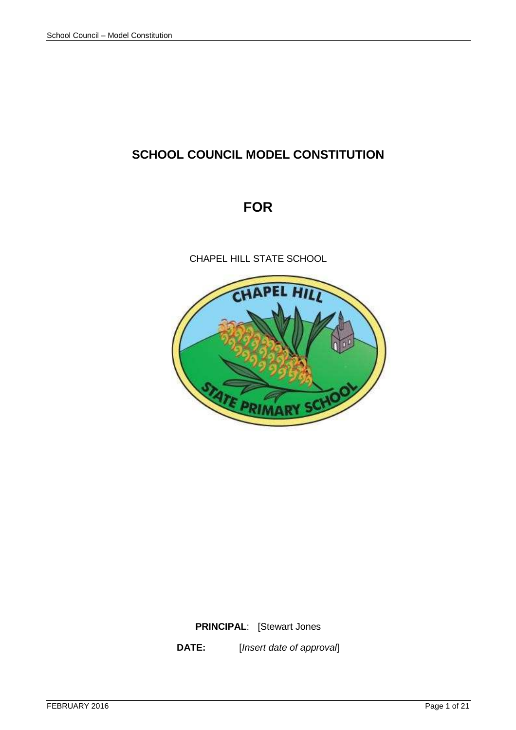# SCHOOL COUNCIL MODEL CONSTITUTION

# FOR

CHAPEL HILL STATE SCHOOL

**PRINCIPAL**: [Stewart Jones

**DATE:** [*Insert date of approval*]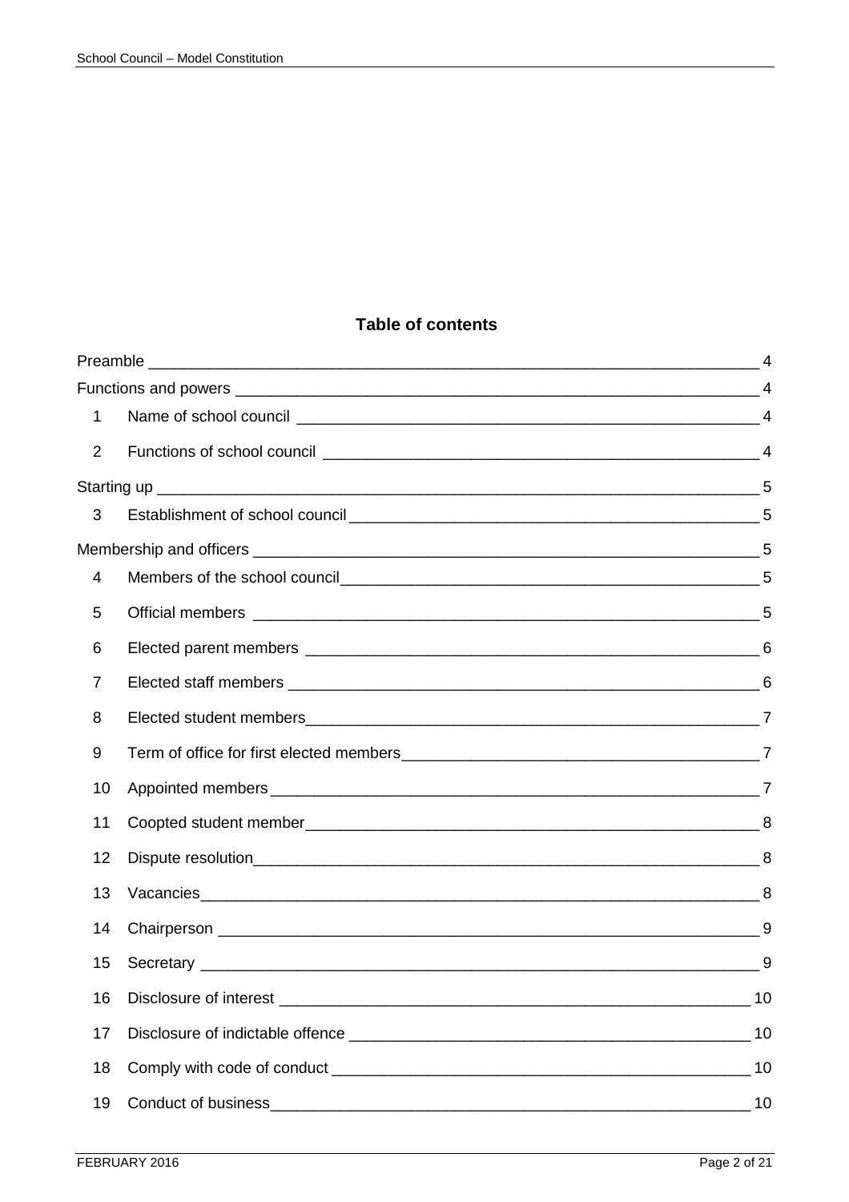## Table of contents

| | | |
|---|---|---|
| Preamble | | 4 |
| Functions and powers | | 4 |
| 1 | Name of school council | 4 |
| 2 | Functions of school council | 4 |
| Starting up | | 5 |
| 3 | Establishment of school council | 5 |
| Membership and officers | | 5 |
| 4 | Members of the school council | 5 |
| 5 | Official members | 5 |
| 6 | Elected parent members | 6 |
| 7 | Elected staff members | 6 |
| 8 | Elected student members | 7 |
| 9 | Term of office for first elected members | 7 |
| 10 | Appointed members | 7 |
| 11 | Coopted student member | 8 |
| 12 | Dispute resolution | 8 |
| 13 | Vacancies | 8 |
| 14 | Chairperson | 9 |
| 15 | Secretary | 9 |
| 16 | Disclosure of interest | 10 |
| 17 | Disclosure of indictable offence | 10 |
| 18 | Comply with code of conduct | 10 |
| 19 | Conduct of business | 10 |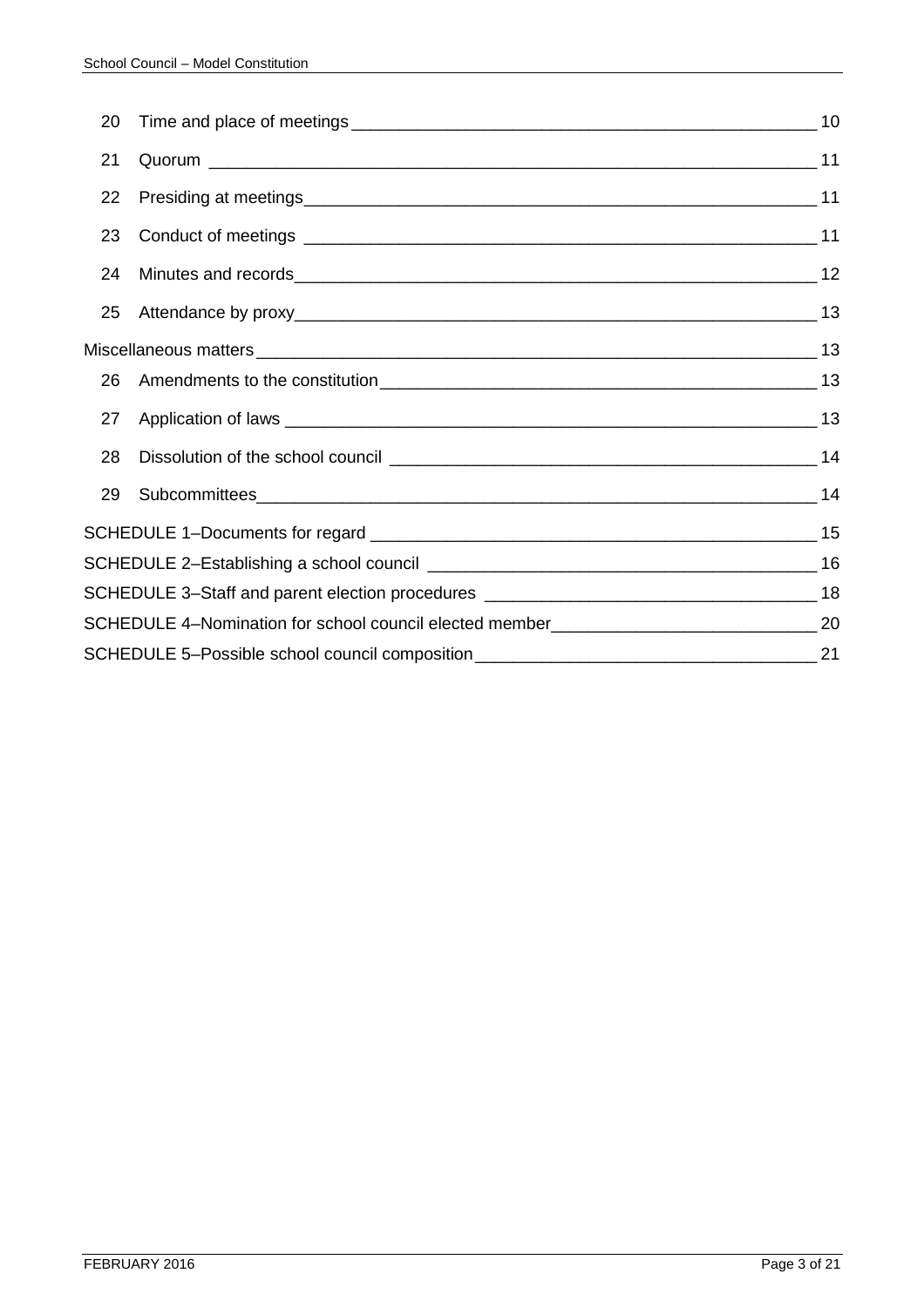| | | |
|---|---|---|
| 20 | Time and place of meetings | 10 |
| 21 | Quorum | 11 |
| 22 | Presiding at meetings | 11 |
| 23 | Conduct of meetings | 11 |
| 24 | Minutes and records | 12 |
| 25 | Attendance by proxy | 13 |
| Miscellaneous matters | | 13 |
| 26 | Amendments to the constitution | 13 |
| 27 | Application of laws | 13 |
| 28 | Dissolution of the school council | 14 |
| 29 | Subcommittees | 14 |
| SCHEDULE 1–Documents for regard | | 15 |
| SCHEDULE 2–Establishing a school council | | 16 |
| SCHEDULE 3–Staff and parent election procedures | | 18 |
| SCHEDULE 4–Nomination for school council elected member | | 20 |
| SCHEDULE 5–Possible school council composition | | 21 |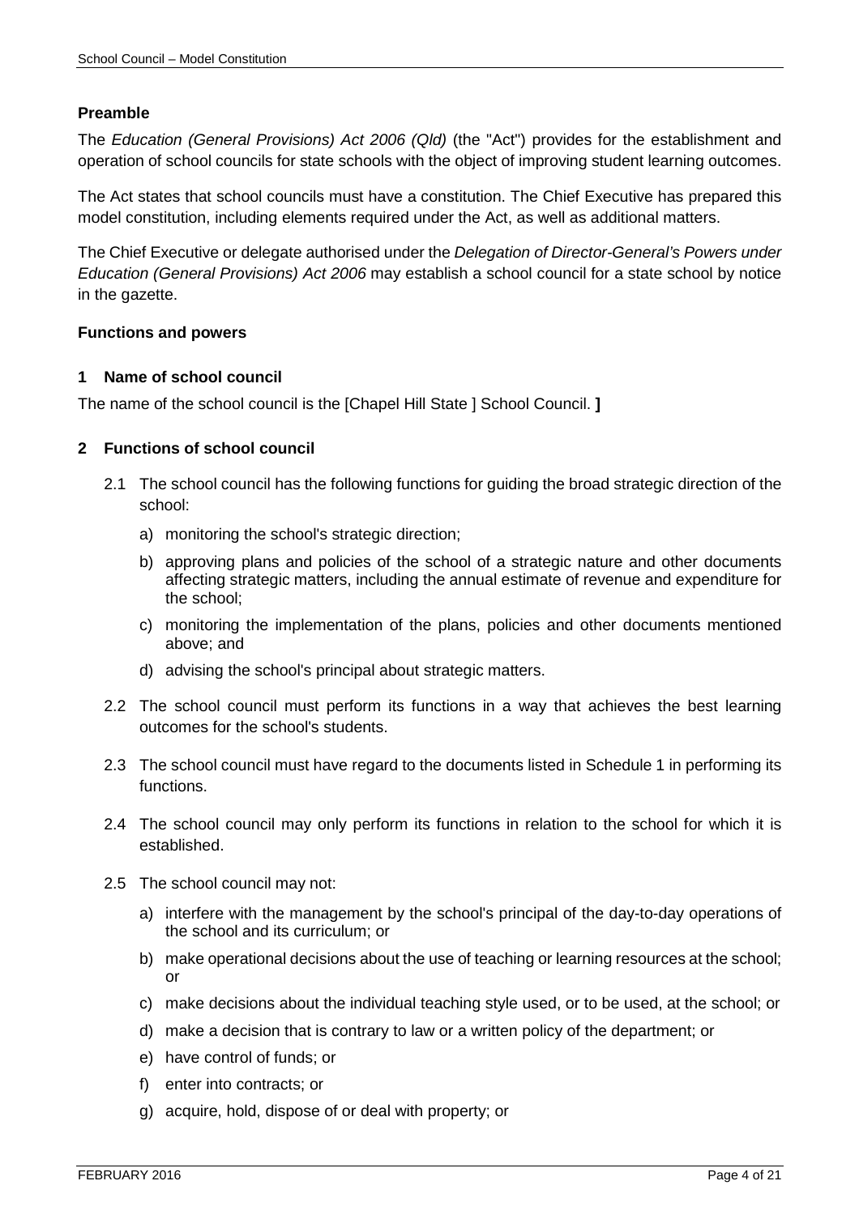**Preamble**

The *Education (General Provisions) Act 2006 (Qld)* (the "Act") provides for the establishment and operation of school councils for state schools with the object of improving student learning outcomes.

The Act states that school councils must have a constitution. The Chief Executive has prepared this model constitution, including elements required under the Act, as well as additional matters.

The Chief Executive or delegate authorised under the *Delegation of Director-General's Powers under Education (General Provisions) Act 2006* may establish a school council for a state school by notice in the gazette.

**Functions and powers**

**1 Name of school council**

The name of the school council is the [Chapel Hill State ] School Council. **]**

**2 Functions of school council**

2.1 The school council has the following functions for guiding the broad strategic direction of the school:

a) monitoring the school's strategic direction;

b) approving plans and policies of the school of a strategic nature and other documents affecting strategic matters, including the annual estimate of revenue and expenditure for the school;

c) monitoring the implementation of the plans, policies and other documents mentioned above; and

d) advising the school's principal about strategic matters.

2.2 The school council must perform its functions in a way that achieves the best learning outcomes for the school's students.

2.3 The school council must have regard to the documents listed in Schedule 1 in performing its functions.

2.4 The school council may only perform its functions in relation to the school for which it is established.

2.5 The school council may not:

a) interfere with the management by the school's principal of the day-to-day operations of the school and its curriculum; or

b) make operational decisions about the use of teaching or learning resources at the school; or

c) make decisions about the individual teaching style used, or to be used, at the school; or

d) make a decision that is contrary to law or a written policy of the department; or

e) have control of funds; or

f) enter into contracts; or

g) acquire, hold, dispose of or deal with property; or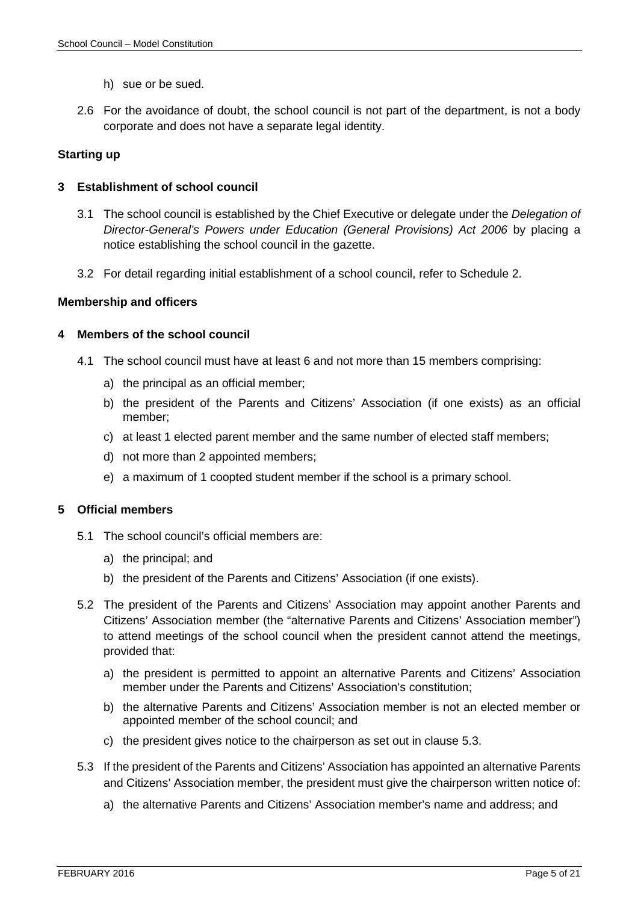h) sue or be sued.

2.6 For the avoidance of doubt, the school council is not part of the department, is not a body corporate and does not have a separate legal identity.

**Starting up**

**3 Establishment of school council**

3.1 The school council is established by the Chief Executive or delegate under the *Delegation of Director-General's Powers under Education (General Provisions) Act 2006* by placing a notice establishing the school council in the gazette.

3.2 For detail regarding initial establishment of a school council, refer to Schedule 2.

**Membership and officers**

**4 Members of the school council**

4.1 The school council must have at least 6 and not more than 15 members comprising:

a) the principal as an official member;

b) the president of the Parents and Citizens' Association (if one exists) as an official member;

c) at least 1 elected parent member and the same number of elected staff members;

d) not more than 2 appointed members;

e) a maximum of 1 coopted student member if the school is a primary school.

**5 Official members**

5.1 The school council's official members are:

a) the principal; and

b) the president of the Parents and Citizens' Association (if one exists).

5.2 The president of the Parents and Citizens' Association may appoint another Parents and Citizens' Association member (the "alternative Parents and Citizens' Association member") to attend meetings of the school council when the president cannot attend the meetings, provided that:

a) the president is permitted to appoint an alternative Parents and Citizens' Association member under the Parents and Citizens' Association's constitution;

b) the alternative Parents and Citizens' Association member is not an elected member or appointed member of the school council; and

c) the president gives notice to the chairperson as set out in clause 5.3.

5.3 If the president of the Parents and Citizens' Association has appointed an alternative Parents and Citizens' Association member, the president must give the chairperson written notice of:

a) the alternative Parents and Citizens' Association member's name and address; and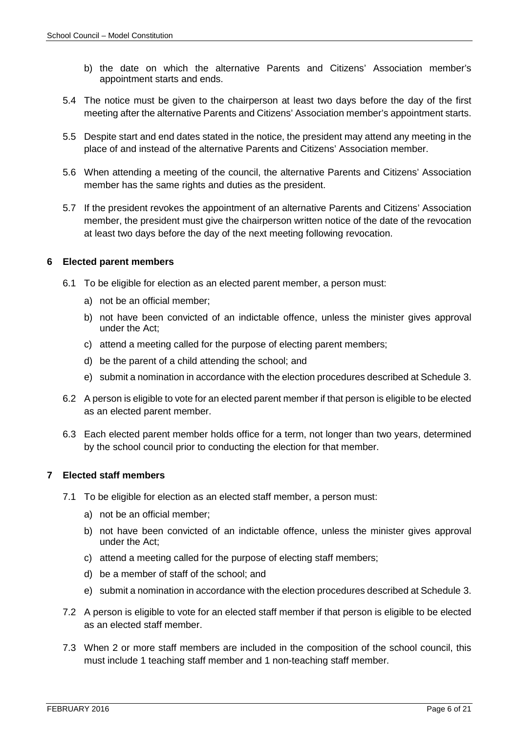b) the date on which the alternative Parents and Citizens' Association member's appointment starts and ends.

5.4 The notice must be given to the chairperson at least two days before the day of the first meeting after the alternative Parents and Citizens' Association member's appointment starts.

5.5 Despite start and end dates stated in the notice, the president may attend any meeting in the place of and instead of the alternative Parents and Citizens' Association member.

5.6 When attending a meeting of the council, the alternative Parents and Citizens' Association member has the same rights and duties as the president.

5.7 If the president revokes the appointment of an alternative Parents and Citizens' Association member, the president must give the chairperson written notice of the date of the revocation at least two days before the day of the next meeting following revocation.

## 6 Elected parent members

6.1 To be eligible for election as an elected parent member, a person must:

a) not be an official member;

b) not have been convicted of an indictable offence, unless the minister gives approval under the Act;

c) attend a meeting called for the purpose of electing parent members;

d) be the parent of a child attending the school; and

e) submit a nomination in accordance with the election procedures described at Schedule 3.

6.2 A person is eligible to vote for an elected parent member if that person is eligible to be elected as an elected parent member.

6.3 Each elected parent member holds office for a term, not longer than two years, determined by the school council prior to conducting the election for that member.

## 7 Elected staff members

7.1 To be eligible for election as an elected staff member, a person must:

a) not be an official member;

b) not have been convicted of an indictable offence, unless the minister gives approval under the Act;

c) attend a meeting called for the purpose of electing staff members;

d) be a member of staff of the school; and

e) submit a nomination in accordance with the election procedures described at Schedule 3.

7.2 A person is eligible to vote for an elected staff member if that person is eligible to be elected as an elected staff member.

7.3 When 2 or more staff members are included in the composition of the school council, this must include 1 teaching staff member and 1 non-teaching staff member.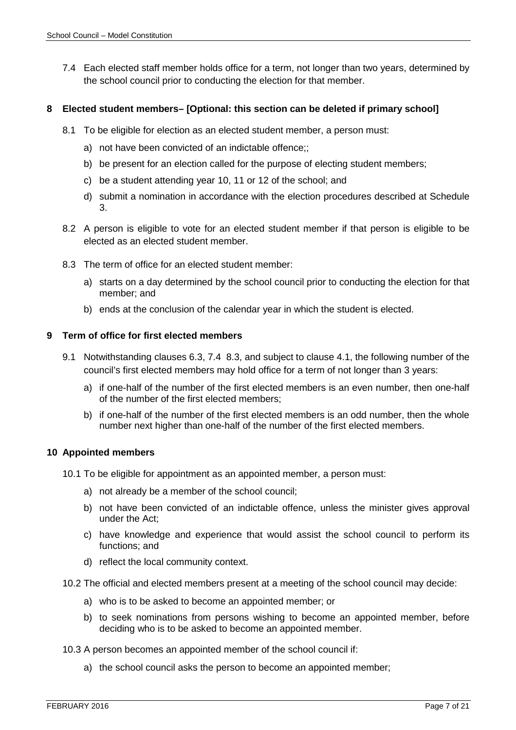7.4 Each elected staff member holds office for a term, not longer than two years, determined by the school council prior to conducting the election for that member.

## 8 Elected student members– [Optional: this section can be deleted if primary school]

8.1 To be eligible for election as an elected student member, a person must:

a) not have been convicted of an indictable offence;;

b) be present for an election called for the purpose of electing student members;

c) be a student attending year 10, 11 or 12 of the school; and

d) submit a nomination in accordance with the election procedures described at Schedule 3.

8.2 A person is eligible to vote for an elected student member if that person is eligible to be elected as an elected student member.

8.3 The term of office for an elected student member:

a) starts on a day determined by the school council prior to conducting the election for that member; and

b) ends at the conclusion of the calendar year in which the student is elected.

## 9 Term of office for first elected members

9.1 Notwithstanding clauses 6.3, 7.4 8.3, and subject to clause 4.1, the following number of the council's first elected members may hold office for a term of not longer than 3 years:

a) if one-half of the number of the first elected members is an even number, then one-half of the number of the first elected members;

b) if one-half of the number of the first elected members is an odd number, then the whole number next higher than one-half of the number of the first elected members.

## 10 Appointed members

10.1 To be eligible for appointment as an appointed member, a person must:

a) not already be a member of the school council;

b) not have been convicted of an indictable offence, unless the minister gives approval under the Act;

c) have knowledge and experience that would assist the school council to perform its functions; and

d) reflect the local community context.

10.2 The official and elected members present at a meeting of the school council may decide:

a) who is to be asked to become an appointed member; or

b) to seek nominations from persons wishing to become an appointed member, before deciding who is to be asked to become an appointed member.

10.3 A person becomes an appointed member of the school council if:

a) the school council asks the person to become an appointed member;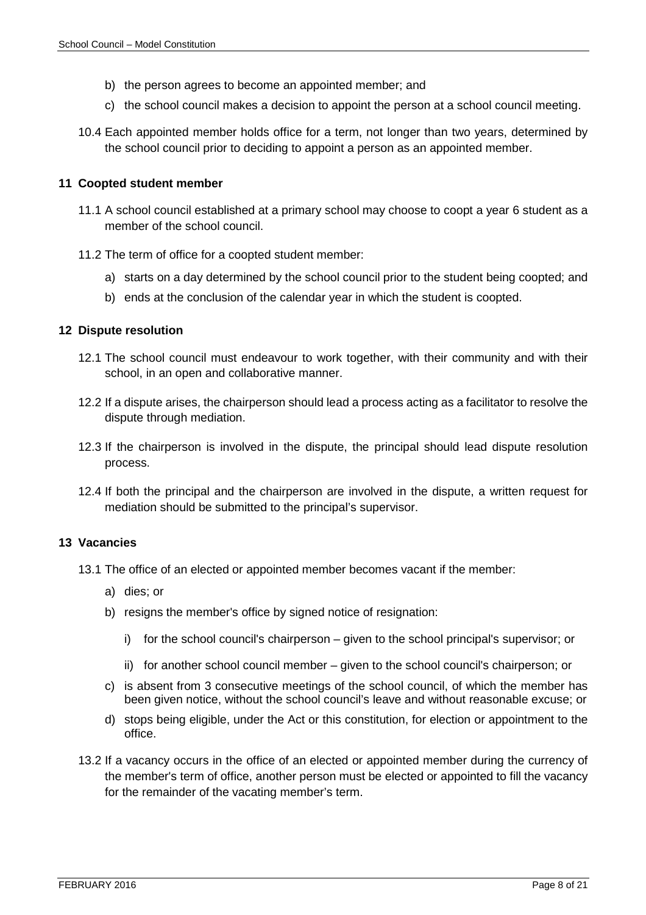b) the person agrees to become an appointed member; and

c) the school council makes a decision to appoint the person at a school council meeting.

10.4 Each appointed member holds office for a term, not longer than two years, determined by the school council prior to deciding to appoint a person as an appointed member.

## 11 Coopted student member

11.1 A school council established at a primary school may choose to coopt a year 6 student as a member of the school council.

11.2 The term of office for a coopted student member:

a) starts on a day determined by the school council prior to the student being coopted; and

b) ends at the conclusion of the calendar year in which the student is coopted.

## 12 Dispute resolution

12.1 The school council must endeavour to work together, with their community and with their school, in an open and collaborative manner.

12.2 If a dispute arises, the chairperson should lead a process acting as a facilitator to resolve the dispute through mediation.

12.3 If the chairperson is involved in the dispute, the principal should lead dispute resolution process.

12.4 If both the principal and the chairperson are involved in the dispute, a written request for mediation should be submitted to the principal's supervisor.

## 13 Vacancies

13.1 The office of an elected or appointed member becomes vacant if the member:

a) dies; or

b) resigns the member's office by signed notice of resignation:

i) for the school council's chairperson – given to the school principal's supervisor; or

ii) for another school council member – given to the school council's chairperson; or

c) is absent from 3 consecutive meetings of the school council, of which the member has been given notice, without the school council's leave and without reasonable excuse; or

d) stops being eligible, under the Act or this constitution, for election or appointment to the office.

13.2 If a vacancy occurs in the office of an elected or appointed member during the currency of the member's term of office, another person must be elected or appointed to fill the vacancy for the remainder of the vacating member's term.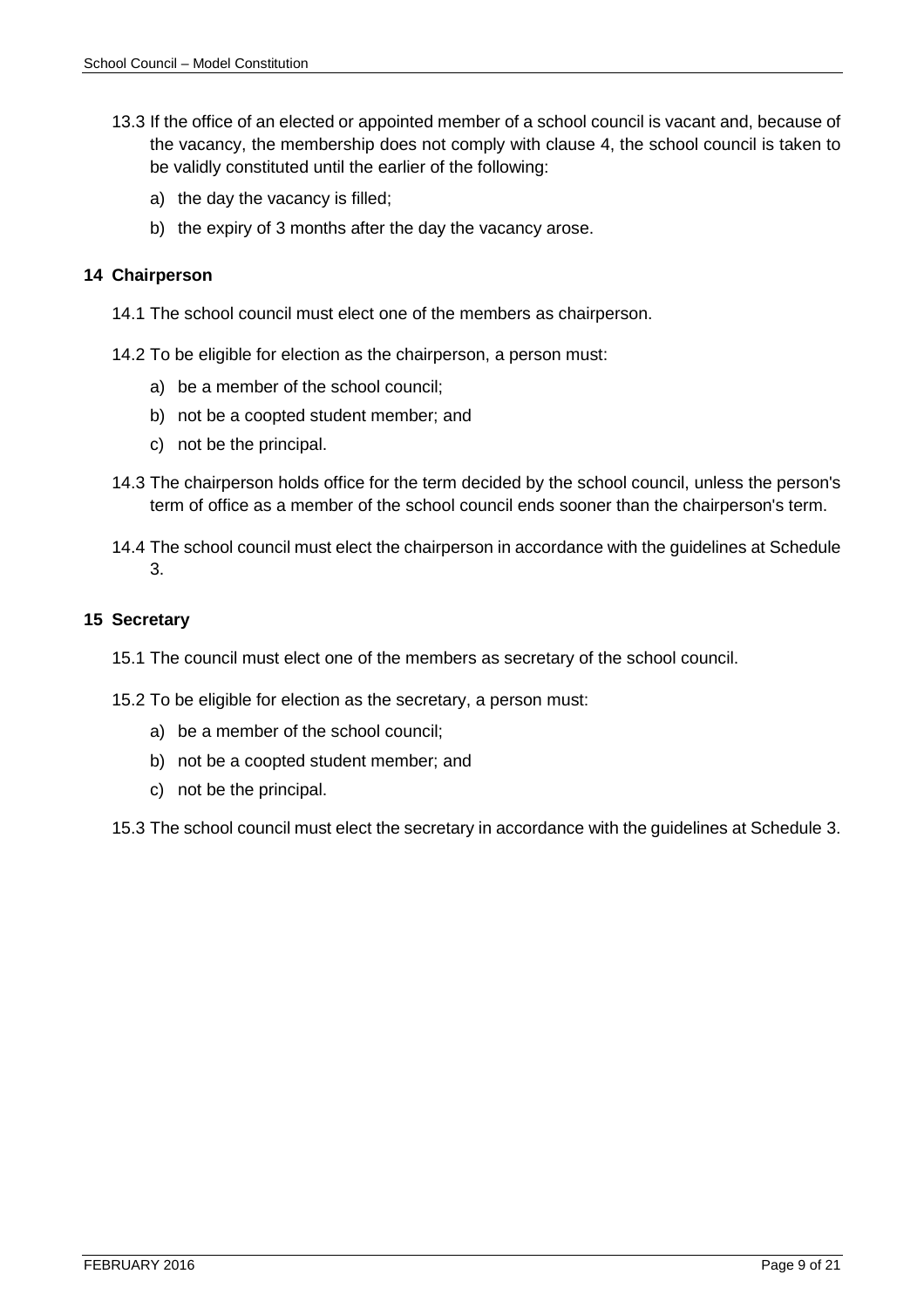13.3 If the office of an elected or appointed member of a school council is vacant and, because of the vacancy, the membership does not comply with clause 4, the school council is taken to be validly constituted until the earlier of the following:

a) the day the vacancy is filled;

b) the expiry of 3 months after the day the vacancy arose.

## 14 Chairperson

14.1 The school council must elect one of the members as chairperson.

14.2 To be eligible for election as the chairperson, a person must:

a) be a member of the school council;

b) not be a coopted student member; and

c) not be the principal.

14.3 The chairperson holds office for the term decided by the school council, unless the person's term of office as a member of the school council ends sooner than the chairperson's term.

14.4 The school council must elect the chairperson in accordance with the guidelines at Schedule 3.

## 15 Secretary

15.1 The council must elect one of the members as secretary of the school council.

15.2 To be eligible for election as the secretary, a person must:

a) be a member of the school council;

b) not be a coopted student member; and

c) not be the principal.

15.3 The school council must elect the secretary in accordance with the guidelines at Schedule 3.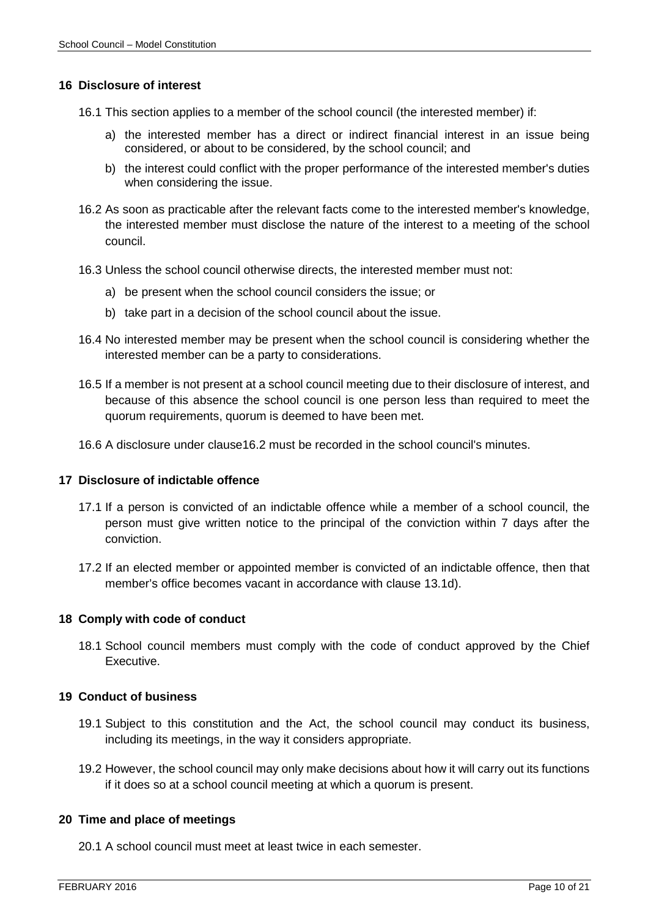## 16 Disclosure of interest

16.1 This section applies to a member of the school council (the interested member) if:

a) the interested member has a direct or indirect financial interest in an issue being considered, or about to be considered, by the school council; and

b) the interest could conflict with the proper performance of the interested member's duties when considering the issue.

16.2 As soon as practicable after the relevant facts come to the interested member's knowledge, the interested member must disclose the nature of the interest to a meeting of the school council.

16.3 Unless the school council otherwise directs, the interested member must not:

a) be present when the school council considers the issue; or

b) take part in a decision of the school council about the issue.

16.4 No interested member may be present when the school council is considering whether the interested member can be a party to considerations.

16.5 If a member is not present at a school council meeting due to their disclosure of interest, and because of this absence the school council is one person less than required to meet the quorum requirements, quorum is deemed to have been met.

16.6 A disclosure under clause16.2 must be recorded in the school council's minutes.

## 17 Disclosure of indictable offence

17.1 If a person is convicted of an indictable offence while a member of a school council, the person must give written notice to the principal of the conviction within 7 days after the conviction.

17.2 If an elected member or appointed member is convicted of an indictable offence, then that member's office becomes vacant in accordance with clause 13.1d).

## 18 Comply with code of conduct

18.1 School council members must comply with the code of conduct approved by the Chief Executive.

## 19 Conduct of business

19.1 Subject to this constitution and the Act, the school council may conduct its business, including its meetings, in the way it considers appropriate.

19.2 However, the school council may only make decisions about how it will carry out its functions if it does so at a school council meeting at which a quorum is present.

## 20 Time and place of meetings

20.1 A school council must meet at least twice in each semester.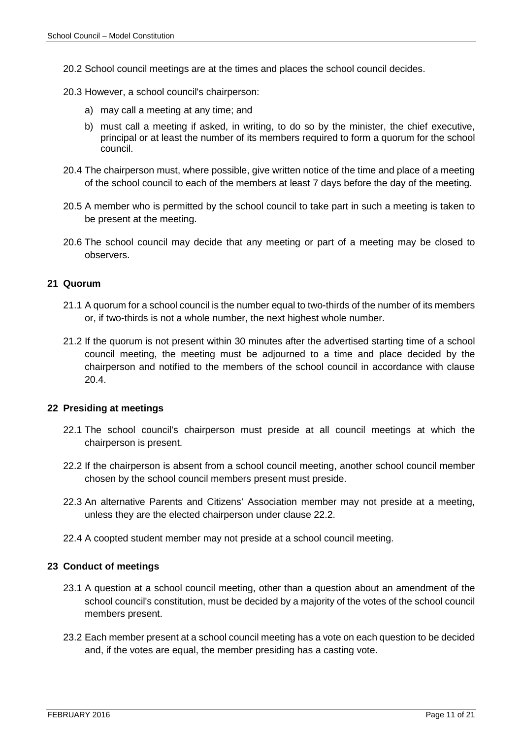20.2 School council meetings are at the times and places the school council decides.

20.3 However, a school council's chairperson:

a) may call a meeting at any time; and

b) must call a meeting if asked, in writing, to do so by the minister, the chief executive, principal or at least the number of its members required to form a quorum for the school council.

20.4 The chairperson must, where possible, give written notice of the time and place of a meeting of the school council to each of the members at least 7 days before the day of the meeting.

20.5 A member who is permitted by the school council to take part in such a meeting is taken to be present at the meeting.

20.6 The school council may decide that any meeting or part of a meeting may be closed to observers.

### 21 Quorum

21.1 A quorum for a school council is the number equal to two-thirds of the number of its members or, if two-thirds is not a whole number, the next highest whole number.

21.2 If the quorum is not present within 30 minutes after the advertised starting time of a school council meeting, the meeting must be adjourned to a time and place decided by the chairperson and notified to the members of the school council in accordance with clause 20.4.

### 22 Presiding at meetings

22.1 The school council's chairperson must preside at all council meetings at which the chairperson is present.

22.2 If the chairperson is absent from a school council meeting, another school council member chosen by the school council members present must preside.

22.3 An alternative Parents and Citizens' Association member may not preside at a meeting, unless they are the elected chairperson under clause 22.2.

22.4 A coopted student member may not preside at a school council meeting.

### 23 Conduct of meetings

23.1 A question at a school council meeting, other than a question about an amendment of the school council's constitution, must be decided by a majority of the votes of the school council members present.

23.2 Each member present at a school council meeting has a vote on each question to be decided and, if the votes are equal, the member presiding has a casting vote.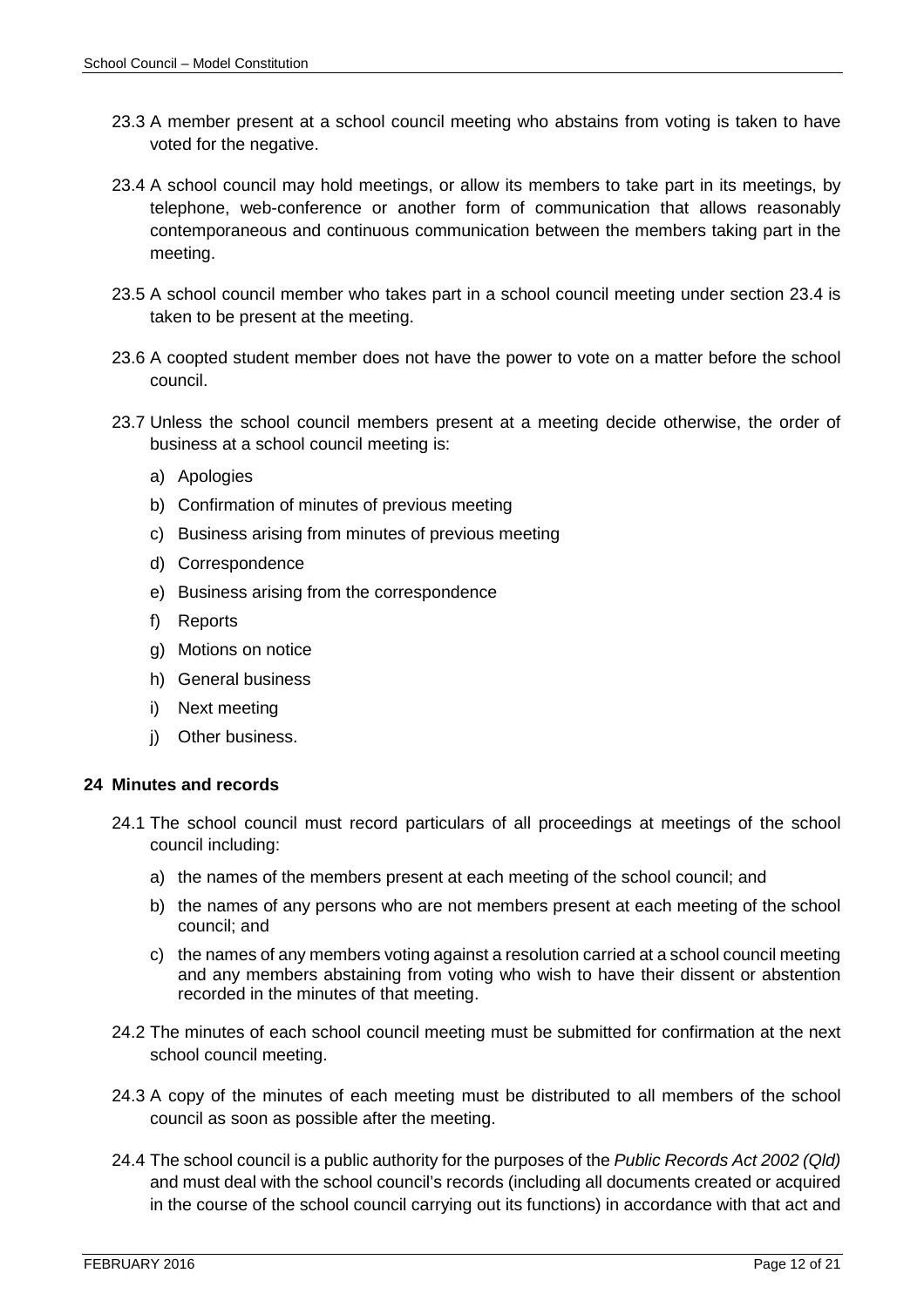23.3 A member present at a school council meeting who abstains from voting is taken to have voted for the negative.

23.4 A school council may hold meetings, or allow its members to take part in its meetings, by telephone, web-conference or another form of communication that allows reasonably contemporaneous and continuous communication between the members taking part in the meeting.

23.5 A school council member who takes part in a school council meeting under section 23.4 is taken to be present at the meeting.

23.6 A coopted student member does not have the power to vote on a matter before the school council.

23.7 Unless the school council members present at a meeting decide otherwise, the order of business at a school council meeting is:

a) Apologies
b) Confirmation of minutes of previous meeting
c) Business arising from minutes of previous meeting
d) Correspondence
e) Business arising from the correspondence
f) Reports
g) Motions on notice
h) General business
i) Next meeting
j) Other business.

## 24 Minutes and records

24.1 The school council must record particulars of all proceedings at meetings of the school council including:

a) the names of the members present at each meeting of the school council; and
b) the names of any persons who are not members present at each meeting of the school council; and
c) the names of any members voting against a resolution carried at a school council meeting and any members abstaining from voting who wish to have their dissent or abstention recorded in the minutes of that meeting.

24.2 The minutes of each school council meeting must be submitted for confirmation at the next school council meeting.

24.3 A copy of the minutes of each meeting must be distributed to all members of the school council as soon as possible after the meeting.

24.4 The school council is a public authority for the purposes of the *Public Records Act 2002 (Qld)* and must deal with the school council's records (including all documents created or acquired in the course of the school council carrying out its functions) in accordance with that act and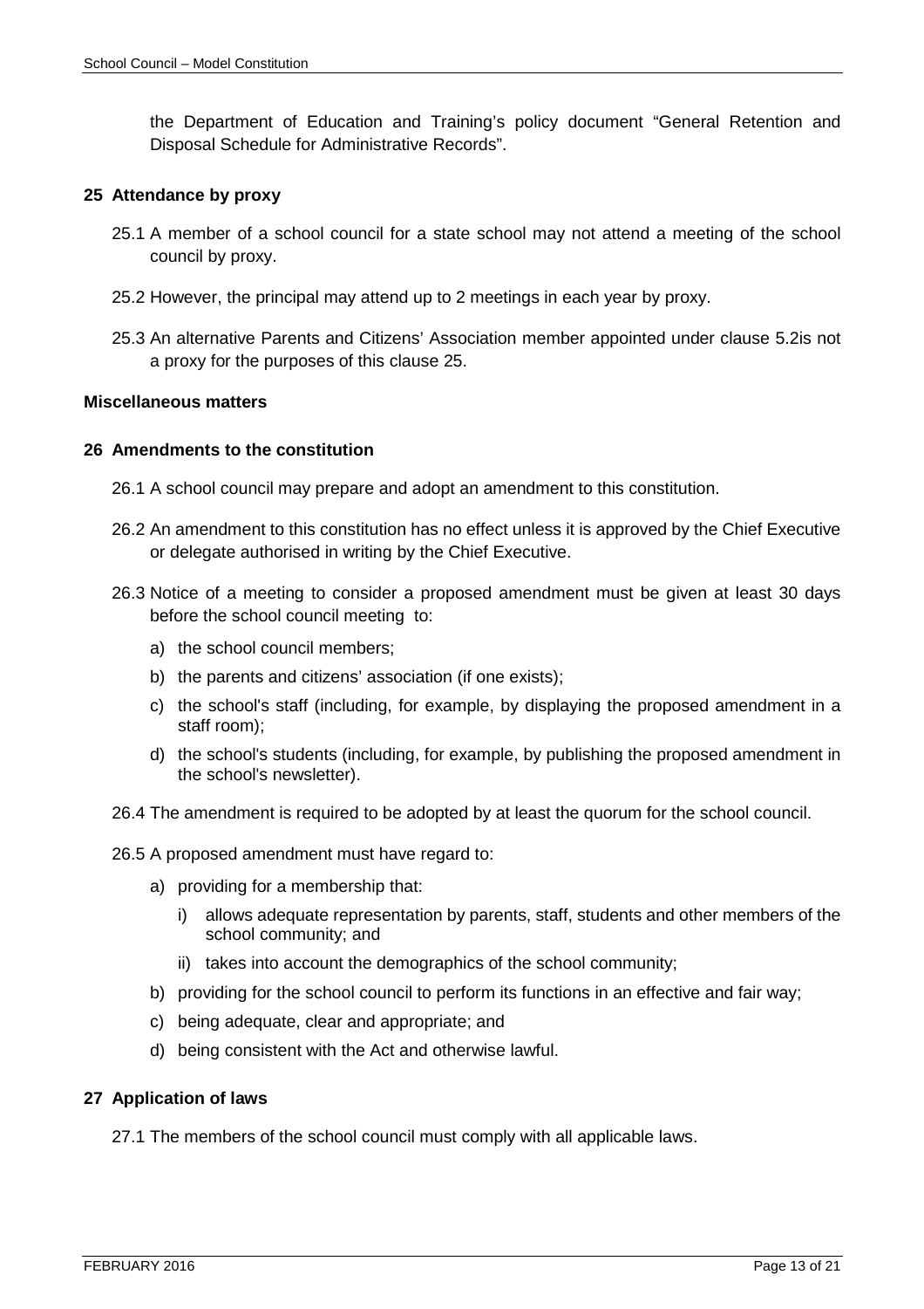the Department of Education and Training's policy document "General Retention and Disposal Schedule for Administrative Records".

## 25 Attendance by proxy

25.1 A member of a school council for a state school may not attend a meeting of the school council by proxy.

25.2 However, the principal may attend up to 2 meetings in each year by proxy.

25.3 An alternative Parents and Citizens' Association member appointed under clause 5.2is not a proxy for the purposes of this clause 25.

## Miscellaneous matters

## 26 Amendments to the constitution

26.1 A school council may prepare and adopt an amendment to this constitution.

26.2 An amendment to this constitution has no effect unless it is approved by the Chief Executive or delegate authorised in writing by the Chief Executive.

26.3 Notice of a meeting to consider a proposed amendment must be given at least 30 days before the school council meeting to:

- a) the school council members;
- b) the parents and citizens' association (if one exists);
- c) the school's staff (including, for example, by displaying the proposed amendment in a staff room);
- d) the school's students (including, for example, by publishing the proposed amendment in the school's newsletter).

26.4 The amendment is required to be adopted by at least the quorum for the school council.

26.5 A proposed amendment must have regard to:

- a) providing for a membership that:
  - i) allows adequate representation by parents, staff, students and other members of the school community; and
  - ii) takes into account the demographics of the school community;
- b) providing for the school council to perform its functions in an effective and fair way;
- c) being adequate, clear and appropriate; and
- d) being consistent with the Act and otherwise lawful.

## 27 Application of laws

27.1 The members of the school council must comply with all applicable laws.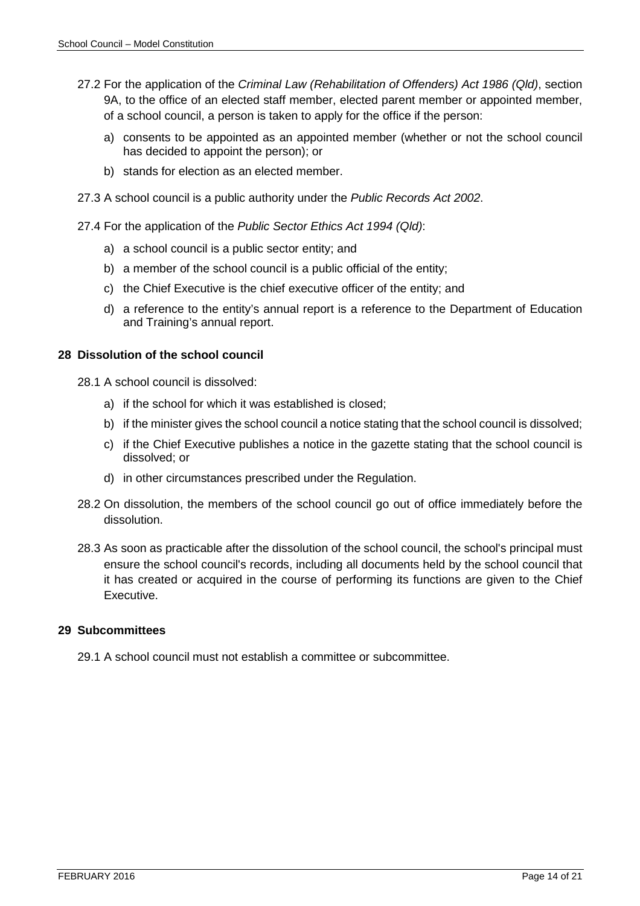27.2 For the application of the *Criminal Law (Rehabilitation of Offenders) Act 1986 (Qld)*, section 9A, to the office of an elected staff member, elected parent member or appointed member, of a school council, a person is taken to apply for the office if the person:

a) consents to be appointed as an appointed member (whether or not the school council has decided to appoint the person); or

b) stands for election as an elected member.

27.3 A school council is a public authority under the *Public Records Act 2002*.

27.4 For the application of the *Public Sector Ethics Act 1994 (Qld)*:

a) a school council is a public sector entity; and

b) a member of the school council is a public official of the entity;

c) the Chief Executive is the chief executive officer of the entity; and

d) a reference to the entity's annual report is a reference to the Department of Education and Training's annual report.

## 28 Dissolution of the school council

28.1 A school council is dissolved:

a) if the school for which it was established is closed;

b) if the minister gives the school council a notice stating that the school council is dissolved;

c) if the Chief Executive publishes a notice in the gazette stating that the school council is dissolved; or

d) in other circumstances prescribed under the Regulation.

28.2 On dissolution, the members of the school council go out of office immediately before the dissolution.

28.3 As soon as practicable after the dissolution of the school council, the school's principal must ensure the school council's records, including all documents held by the school council that it has created or acquired in the course of performing its functions are given to the Chief Executive.

## 29 Subcommittees

29.1 A school council must not establish a committee or subcommittee.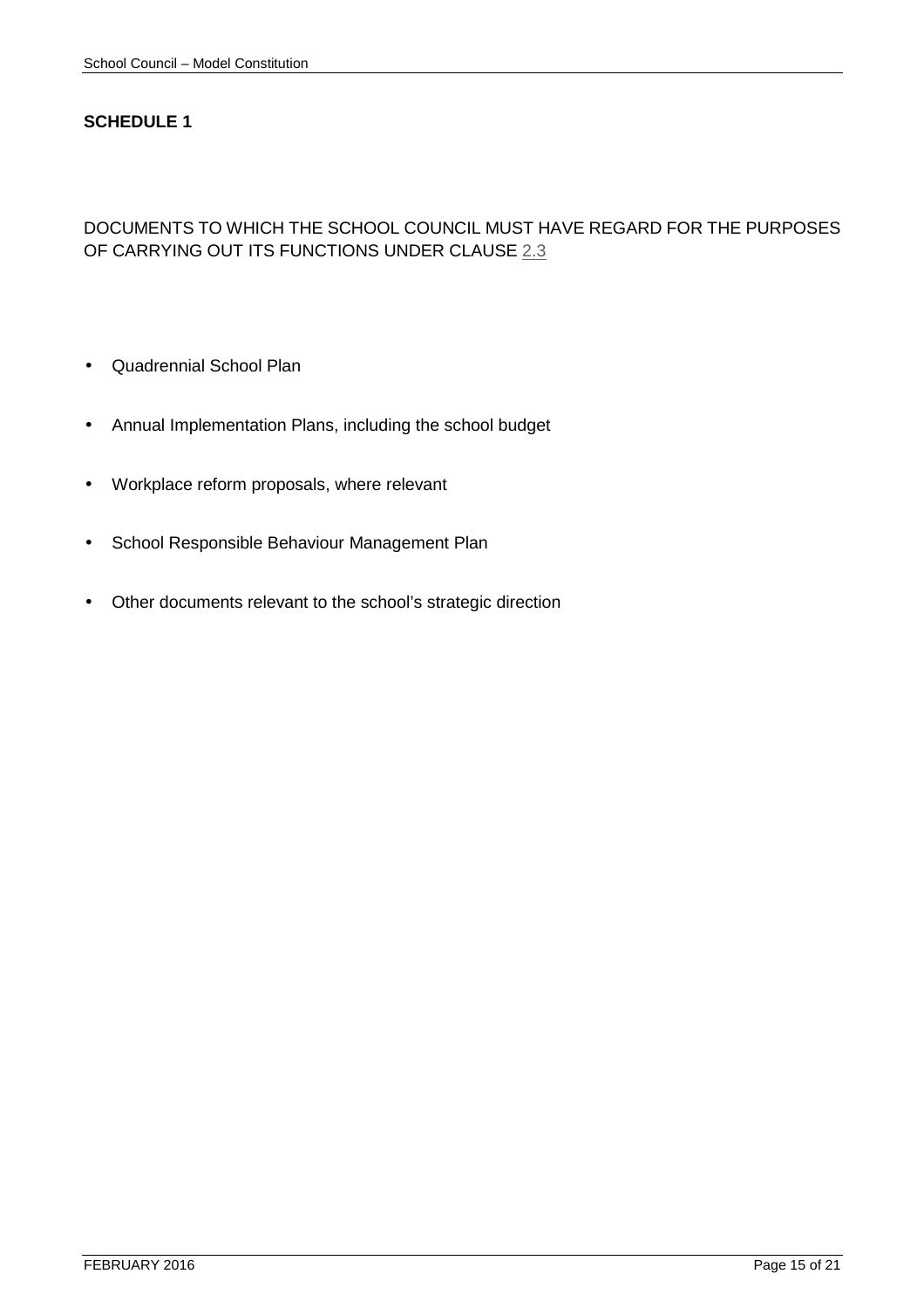## SCHEDULE 1

DOCUMENTS TO WHICH THE SCHOOL COUNCIL MUST HAVE REGARD FOR THE PURPOSES OF CARRYING OUT ITS FUNCTIONS UNDER CLAUSE 2.3

- Quadrennial School Plan
- Annual Implementation Plans, including the school budget
- Workplace reform proposals, where relevant
- School Responsible Behaviour Management Plan
- Other documents relevant to the school's strategic direction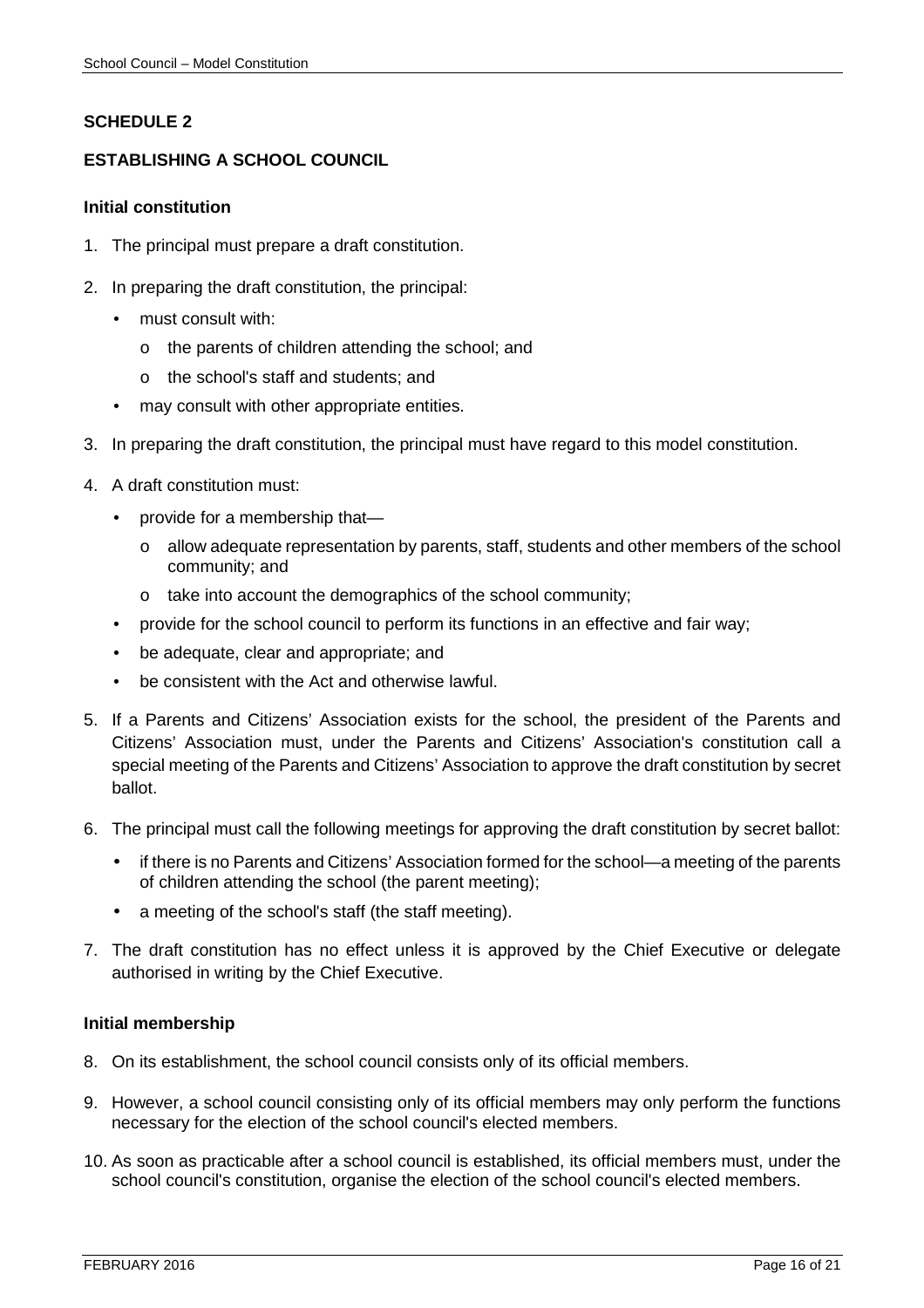## SCHEDULE 2

## ESTABLISHING A SCHOOL COUNCIL

### Initial constitution

1. The principal must prepare a draft constitution.
2. In preparing the draft constitution, the principal:
   - must consult with:
     - the parents of children attending the school; and
     - the school's staff and students; and
   - may consult with other appropriate entities.
3. In preparing the draft constitution, the principal must have regard to this model constitution.
4. A draft constitution must:
   - provide for a membership that—
     - allow adequate representation by parents, staff, students and other members of the school community; and
     - take into account the demographics of the school community;
   - provide for the school council to perform its functions in an effective and fair way;
   - be adequate, clear and appropriate; and
   - be consistent with the Act and otherwise lawful.
5. If a Parents and Citizens' Association exists for the school, the president of the Parents and Citizens' Association must, under the Parents and Citizens' Association's constitution call a special meeting of the Parents and Citizens' Association to approve the draft constitution by secret ballot.
6. The principal must call the following meetings for approving the draft constitution by secret ballot:
   - if there is no Parents and Citizens' Association formed for the school—a meeting of the parents of children attending the school (the parent meeting);
   - a meeting of the school's staff (the staff meeting).
7. The draft constitution has no effect unless it is approved by the Chief Executive or delegate authorised in writing by the Chief Executive.

### Initial membership

8. On its establishment, the school council consists only of its official members.
9. However, a school council consisting only of its official members may only perform the functions necessary for the election of the school council's elected members.
10. As soon as practicable after a school council is established, its official members must, under the school council's constitution, organise the election of the school council's elected members.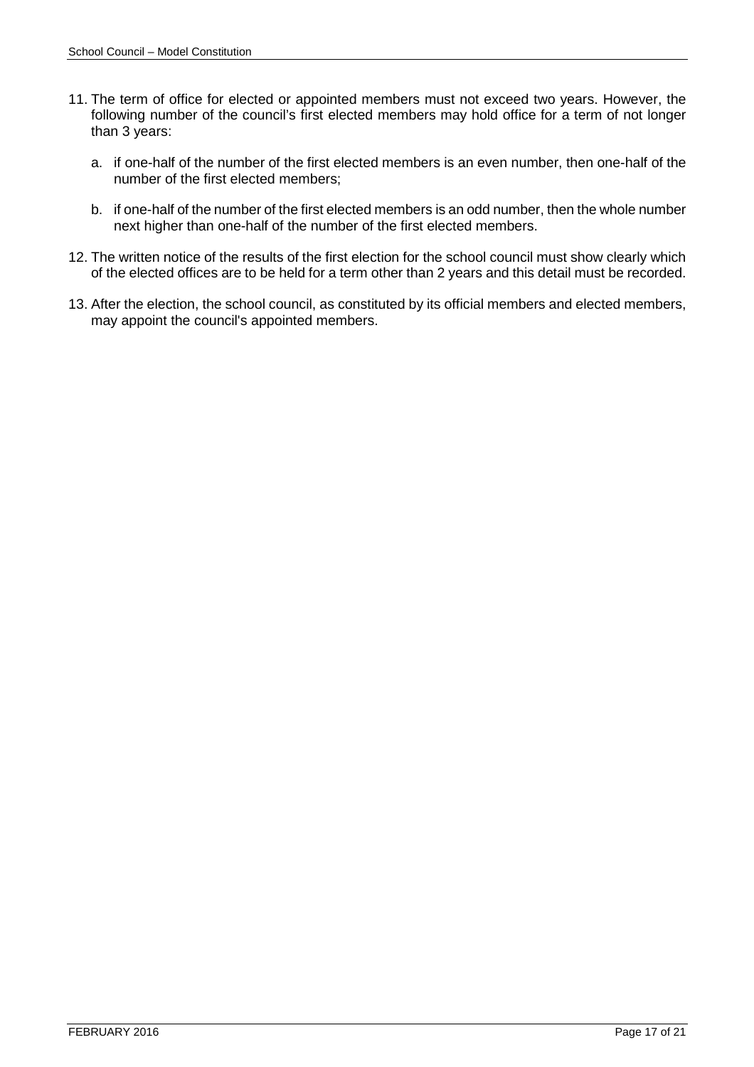11. The term of office for elected or appointed members must not exceed two years. However, the following number of the council's first elected members may hold office for a term of not longer than 3 years:

    a. if one-half of the number of the first elected members is an even number, then one-half of the number of the first elected members;

    b. if one-half of the number of the first elected members is an odd number, then the whole number next higher than one-half of the number of the first elected members.

12. The written notice of the results of the first election for the school council must show clearly which of the elected offices are to be held for a term other than 2 years and this detail must be recorded.

13. After the election, the school council, as constituted by its official members and elected members, may appoint the council's appointed members.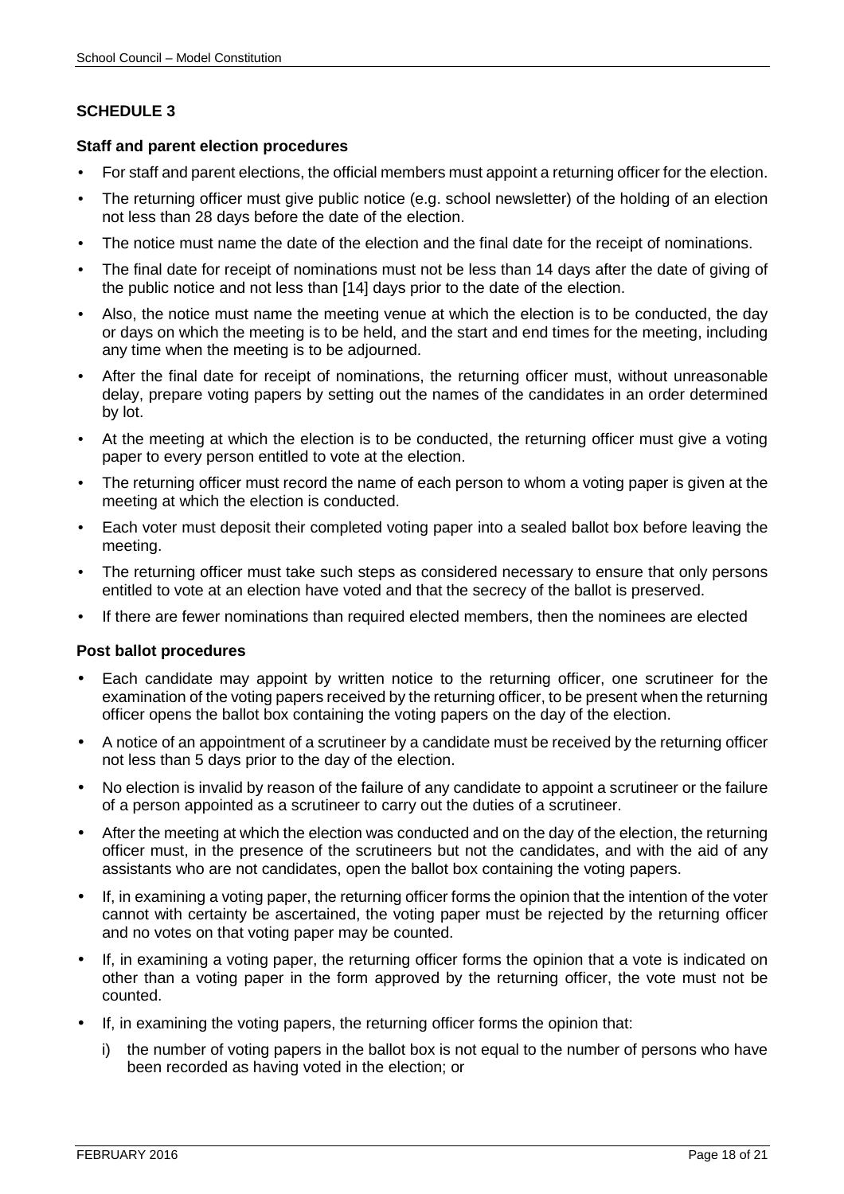## SCHEDULE 3

### Staff and parent election procedures

- For staff and parent elections, the official members must appoint a returning officer for the election.
- The returning officer must give public notice (e.g. school newsletter) of the holding of an election not less than 28 days before the date of the election.
- The notice must name the date of the election and the final date for the receipt of nominations.
- The final date for receipt of nominations must not be less than 14 days after the date of giving of the public notice and not less than [14] days prior to the date of the election.
- Also, the notice must name the meeting venue at which the election is to be conducted, the day or days on which the meeting is to be held, and the start and end times for the meeting, including any time when the meeting is to be adjourned.
- After the final date for receipt of nominations, the returning officer must, without unreasonable delay, prepare voting papers by setting out the names of the candidates in an order determined by lot.
- At the meeting at which the election is to be conducted, the returning officer must give a voting paper to every person entitled to vote at the election.
- The returning officer must record the name of each person to whom a voting paper is given at the meeting at which the election is conducted.
- Each voter must deposit their completed voting paper into a sealed ballot box before leaving the meeting.
- The returning officer must take such steps as considered necessary to ensure that only persons entitled to vote at an election have voted and that the secrecy of the ballot is preserved.
- If there are fewer nominations than required elected members, then the nominees are elected

### Post ballot procedures

- Each candidate may appoint by written notice to the returning officer, one scrutineer for the examination of the voting papers received by the returning officer, to be present when the returning officer opens the ballot box containing the voting papers on the day of the election.
- A notice of an appointment of a scrutineer by a candidate must be received by the returning officer not less than 5 days prior to the day of the election.
- No election is invalid by reason of the failure of any candidate to appoint a scrutineer or the failure of a person appointed as a scrutineer to carry out the duties of a scrutineer.
- After the meeting at which the election was conducted and on the day of the election, the returning officer must, in the presence of the scrutineers but not the candidates, and with the aid of any assistants who are not candidates, open the ballot box containing the voting papers.
- If, in examining a voting paper, the returning officer forms the opinion that the intention of the voter cannot with certainty be ascertained, the voting paper must be rejected by the returning officer and no votes on that voting paper may be counted.
- If, in examining a voting paper, the returning officer forms the opinion that a vote is indicated on other than a voting paper in the form approved by the returning officer, the vote must not be counted.
- If, in examining the voting papers, the returning officer forms the opinion that:
  - i) the number of voting papers in the ballot box is not equal to the number of persons who have been recorded as having voted in the election; or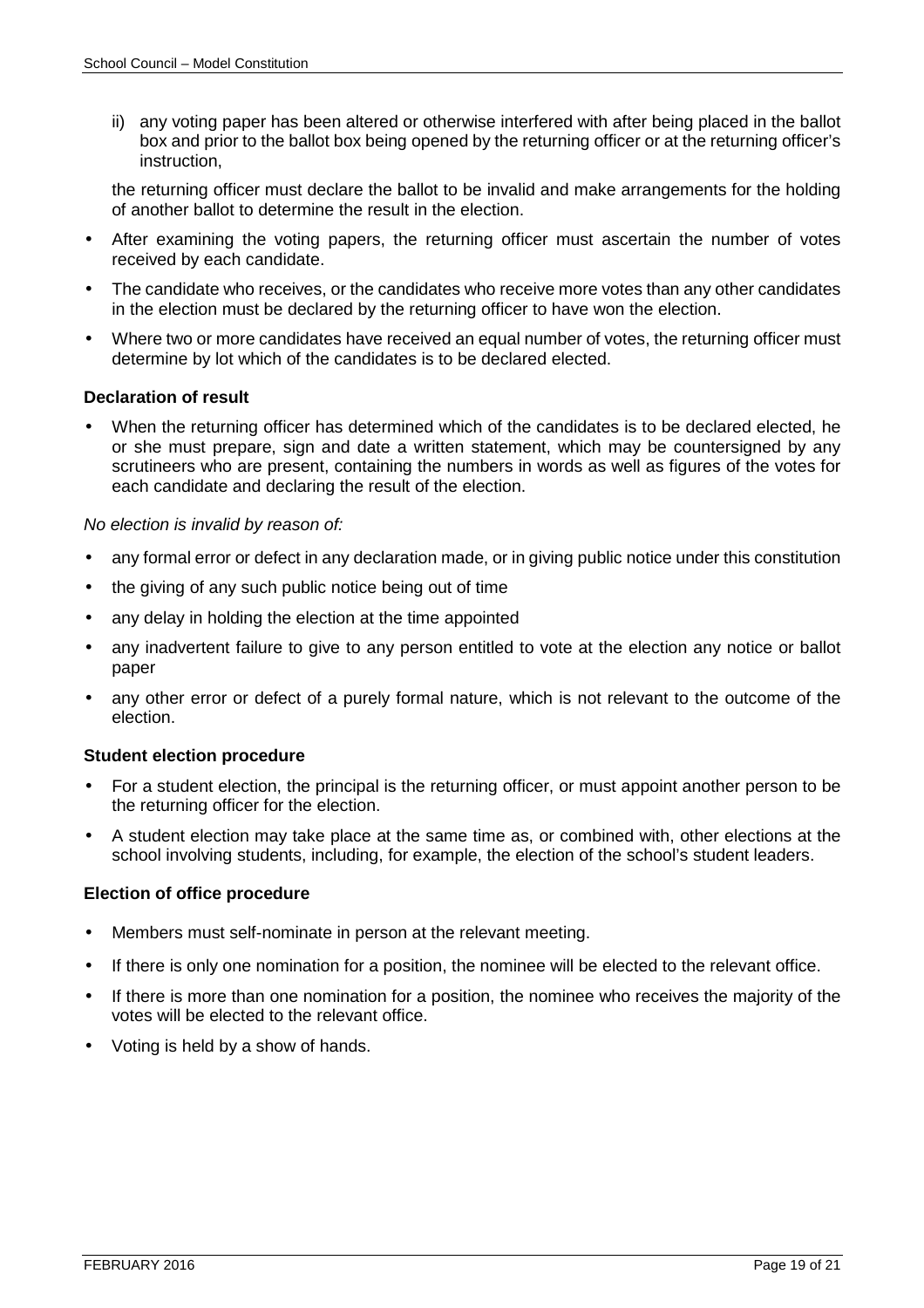ii) any voting paper has been altered or otherwise interfered with after being placed in the ballot box and prior to the ballot box being opened by the returning officer or at the returning officer's instruction,

the returning officer must declare the ballot to be invalid and make arrangements for the holding of another ballot to determine the result in the election.

- After examining the voting papers, the returning officer must ascertain the number of votes received by each candidate.
- The candidate who receives, or the candidates who receive more votes than any other candidates in the election must be declared by the returning officer to have won the election.
- Where two or more candidates have received an equal number of votes, the returning officer must determine by lot which of the candidates is to be declared elected.

**Declaration of result**

- When the returning officer has determined which of the candidates is to be declared elected, he or she must prepare, sign and date a written statement, which may be countersigned by any scrutineers who are present, containing the numbers in words as well as figures of the votes for each candidate and declaring the result of the election.

*No election is invalid by reason of:*

- any formal error or defect in any declaration made, or in giving public notice under this constitution
- the giving of any such public notice being out of time
- any delay in holding the election at the time appointed
- any inadvertent failure to give to any person entitled to vote at the election any notice or ballot paper
- any other error or defect of a purely formal nature, which is not relevant to the outcome of the election.

**Student election procedure**

- For a student election, the principal is the returning officer, or must appoint another person to be the returning officer for the election.
- A student election may take place at the same time as, or combined with, other elections at the school involving students, including, for example, the election of the school's student leaders.

**Election of office procedure**

- Members must self-nominate in person at the relevant meeting.
- If there is only one nomination for a position, the nominee will be elected to the relevant office.
- If there is more than one nomination for a position, the nominee who receives the majority of the votes will be elected to the relevant office.
- Voting is held by a show of hands.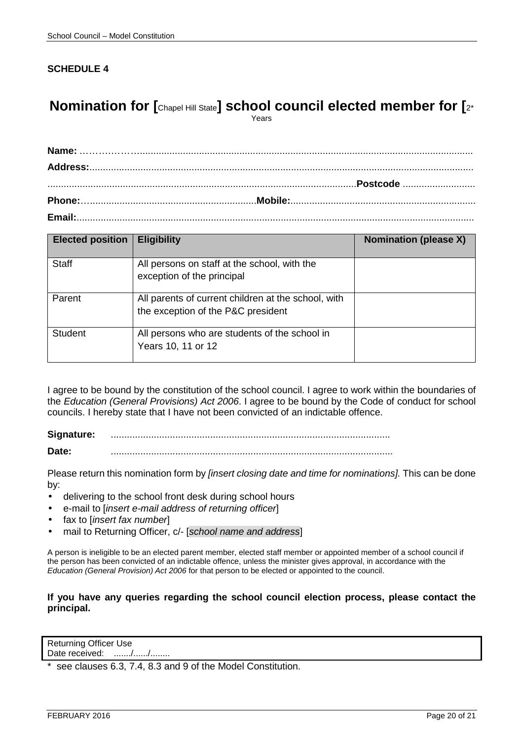**SCHEDULE 4**

# Nomination for [Chapel Hill State] school council elected member for [2* Years

**Name:** ……………………………………………………………………………………………………

**Address:**……………………………………………………………………………………………………

……………………………………………………………………………………………**Postcode** ………………

**Phone:**……………………………………………**Mobile:**…………………………………………………

**Email:**………………………………………………………………………………………………………

| Elected position | Eligibility | Nomination (please X) |
|---|---|---|
| Staff | All persons on staff at the school, with the exception of the principal | |
| Parent | All parents of current children at the school, with the exception of the P&C president | |
| Student | All persons who are students of the school in Years 10, 11 or 12 | |

I agree to be bound by the constitution of the school council. I agree to work within the boundaries of the *Education (General Provisions) Act 2006*. I agree to be bound by the Code of conduct for school councils. I hereby state that I have not been convicted of an indictable offence.

**Signature:** ……………………………………………………………………………

**Date:** ……………………………………………………………………………

Please return this nomination form by *[insert closing date and time for nominations]*. This can be done by:

- delivering to the school front desk during school hours
- e-mail to [*insert e-mail address of returning officer*]
- fax to [*insert fax number*]
- mail to Returning Officer, c/- [*school name and address*]

A person is ineligible to be an elected parent member, elected staff member or appointed member of a school council if the person has been convicted of an indictable offence, unless the minister gives approval, in accordance with the *Education (General Provision) Act 2006* for that person to be elected or appointed to the council.

**If you have any queries regarding the school council election process, please contact the principal.**

| Returning Officer Use |
|---|
| Date received: ……/……/…… |

\* see clauses 6.3, 7.4, 8.3 and 9 of the Model Constitution.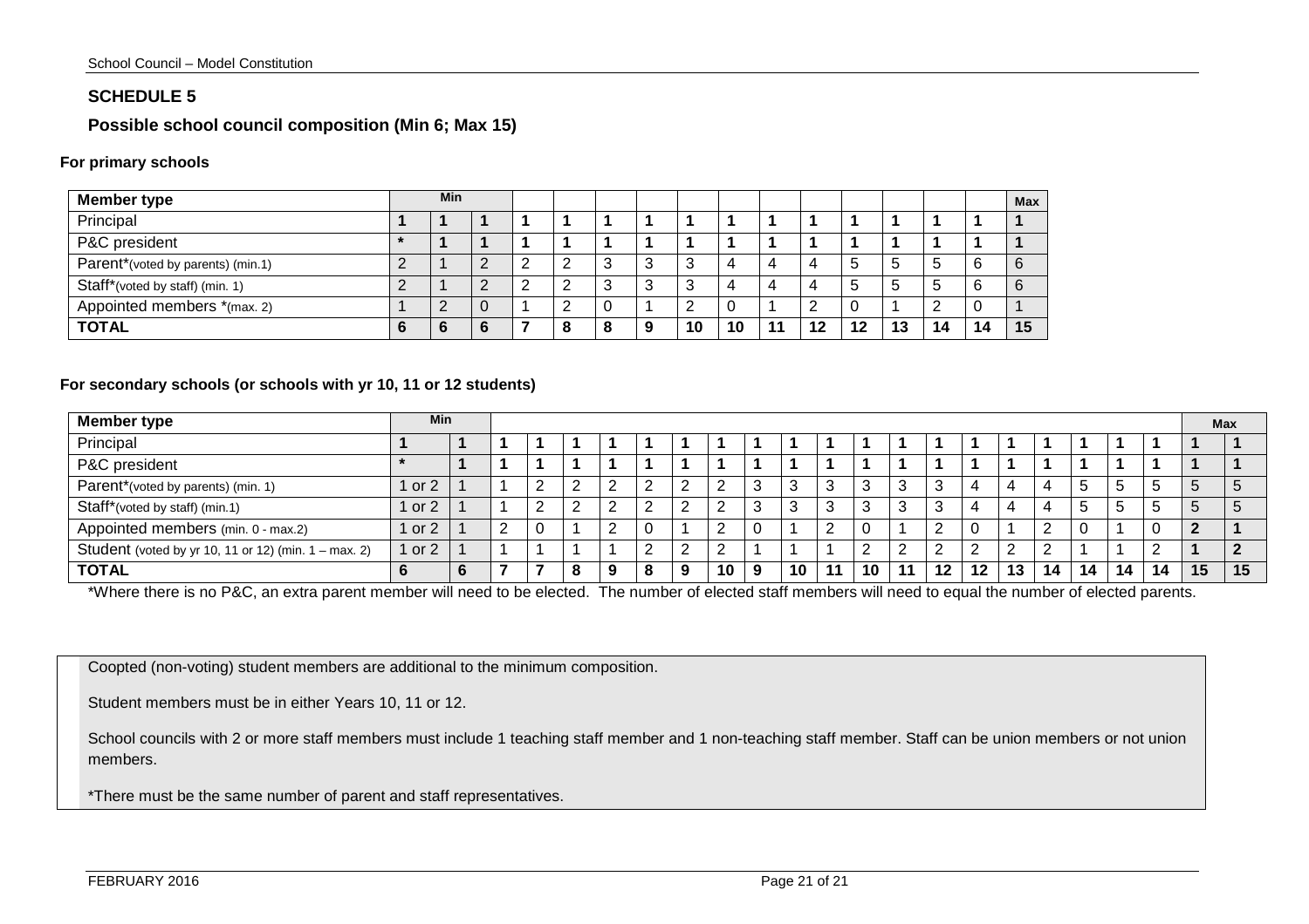## SCHEDULE 5

### Possible school council composition (Min 6; Max 15)

**For primary schools**

| Member type | Min | | | | | | | | | | | | | | | Max |
|---|---|---|---|---|---|---|---|---|---|---|---|---|---|---|---|---|
| Principal | 1 | 1 | 1 | 1 | 1 | 1 | 1 | 1 | 1 | 1 | 1 | 1 | 1 | 1 | 1 | 1 |
| P&C president | * | 1 | 1 | 1 | 1 | 1 | 1 | 1 | 1 | 1 | 1 | 1 | 1 | 1 | 1 | 1 |
| Parent*(voted by parents) (min.1) | 2 | 1 | 2 | 2 | 2 | 3 | 3 | 3 | 4 | 4 | 4 | 5 | 5 | 5 | 6 | 6 |
| Staff*(voted by staff) (min. 1) | 2 | 1 | 2 | 2 | 2 | 3 | 3 | 3 | 4 | 4 | 4 | 5 | 5 | 5 | 6 | 6 |
| Appointed members *(max. 2) | 1 | 2 | 0 | 1 | 2 | 0 | 1 | 2 | 0 | 1 | 2 | 0 | 1 | 2 | 0 | 1 |
| **TOTAL** | **6** | **6** | **6** | **7** | **8** | **8** | **9** | **10** | **10** | **11** | **12** | **12** | **13** | **14** | **14** | **15** |

**For secondary schools (or schools with yr 10, 11 or 12 students)**

| Member type | Min | | | | | | | | | | | | | | | | | | | | | | | Max | |
|---|---|---|---|---|---|---|---|---|---|---|---|---|---|---|---|---|---|---|---|---|---|---|---|---|---|
| Principal | 1 | 1 | 1 | 1 | 1 | 1 | 1 | 1 | 1 | 1 | 1 | 1 | 1 | 1 | 1 | 1 | 1 | 1 | 1 | 1 | 1 | 1 | 1 | 1 | 1 |
| P&C president | * | 1 | 1 | 1 | 1 | 1 | 1 | 1 | 1 | 1 | 1 | 1 | 1 | 1 | 1 | 1 | 1 | 1 | 1 | 1 | 1 | 1 | 1 | 1 | 1 |
| Parent*(voted by parents) (min. 1) | 1 or 2 | 1 | 1 | 2 | 2 | 2 | 2 | 2 | 2 | 3 | 3 | 3 | 3 | 3 | 3 | 4 | 4 | 4 | 5 | 5 | 5 | 5 | 5 |
| Staff*(voted by staff) (min.1) | 1 or 2 | 1 | 1 | 2 | 2 | 2 | 2 | 2 | 2 | 3 | 3 | 3 | 3 | 3 | 3 | 4 | 4 | 4 | 5 | 5 | 5 | 5 | 5 |
| Appointed members (min. 0 - max.2) | 1 or 2 | 1 | 2 | 0 | 1 | 2 | 0 | 1 | 2 | 0 | 1 | 2 | 0 | 1 | 2 | 0 | 1 | 2 | 0 | 1 | 0 | **2** | **1** |
| Student (voted by yr 10, 11 or 12) (min. 1 – max. 2) | 1 or 2 | 1 | 1 | 1 | 1 | 1 | 2 | 2 | 2 | 1 | 1 | 1 | 2 | 2 | 2 | 2 | 2 | 2 | 1 | 1 | 2 | **1** | **2** |
| **TOTAL** | **6** | **6** | **7** | **7** | **8** | **9** | **8** | **9** | **10** | **9** | **10** | **11** | **10** | **11** | **12** | **12** | **13** | **14** | **14** | **14** | **14** | **15** | **15** |

*Where there is no P&C, an extra parent member will need to be elected. The number of elected staff members will need to equal the number of elected parents.

Coopted (non-voting) student members are additional to the minimum composition.

Student members must be in either Years 10, 11 or 12.

School councils with 2 or more staff members must include 1 teaching staff member and 1 non-teaching staff member. Staff can be union members or not union members.

*There must be the same number of parent and staff representatives.